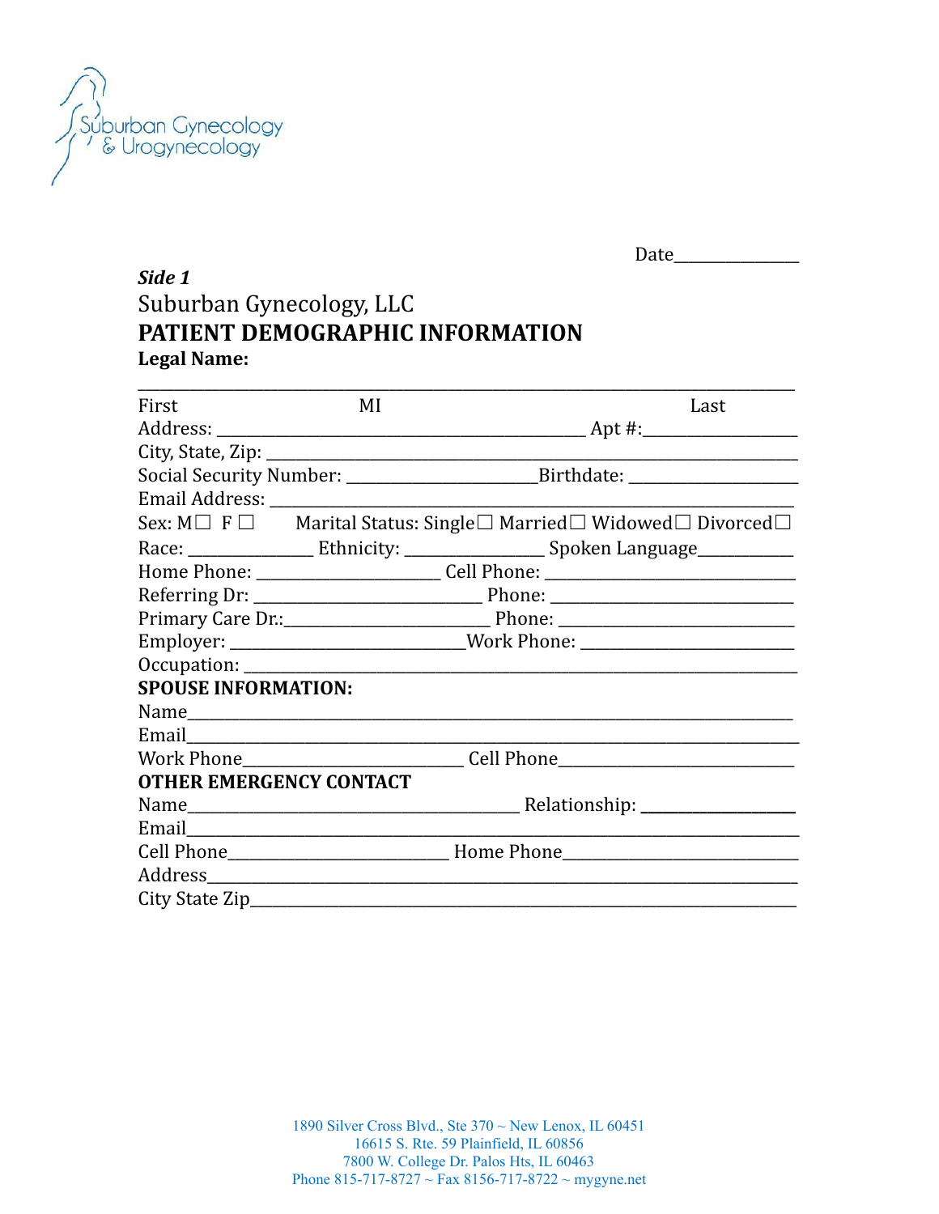Suburban Gynecology & Urogynecology

Date______________

***Side 1***

Suburban Gynecology, LLC

# PATIENT DEMOGRAPHIC INFORMATION

**Legal Name:**

_______________________________________________________________________________

First MI Last

Address: ____________________________________________ Apt #:_________________

City, State, Zip: ________________________________________________________________

Social Security Number: ______________________Birthdate: ___________________

Email Address: ___________________________________________________________________

Sex: M☐ F ☐ Marital Status: Single☐ Married☐ Widowed☐ Divorced☐

Race: ______________ Ethnicity: ________________ Spoken Language___________

Home Phone: _____________________ Cell Phone: ____________________________

Referring Dr: __________________________ Phone: ___________________________

Primary Care Dr.:_______________________ Phone: ___________________________

Employer: ___________________________Work Phone: _________________________

Occupation: _____________________________________________________________________

**SPOUSE INFORMATION:**

Name_____________________________________________________________________________

Email____________________________________________________________________________

Work Phone_________________________ Cell Phone___________________________

**OTHER EMERGENCY CONTACT**

Name______________________________________ Relationship: __________________

Email____________________________________________________________________________

Cell Phone_________________________ Home Phone___________________________

Address__________________________________________________________________________

City State Zip___________________________________________________________________

1890 Silver Cross Blvd., Ste 370 ~ New Lenox, IL 60451
16615 S. Rte. 59 Plainfield, IL 60856
7800 W. College Dr. Palos Hts, IL 60463
Phone 815-717-8727 ~ Fax 8156-717-8722 ~ mygyne.net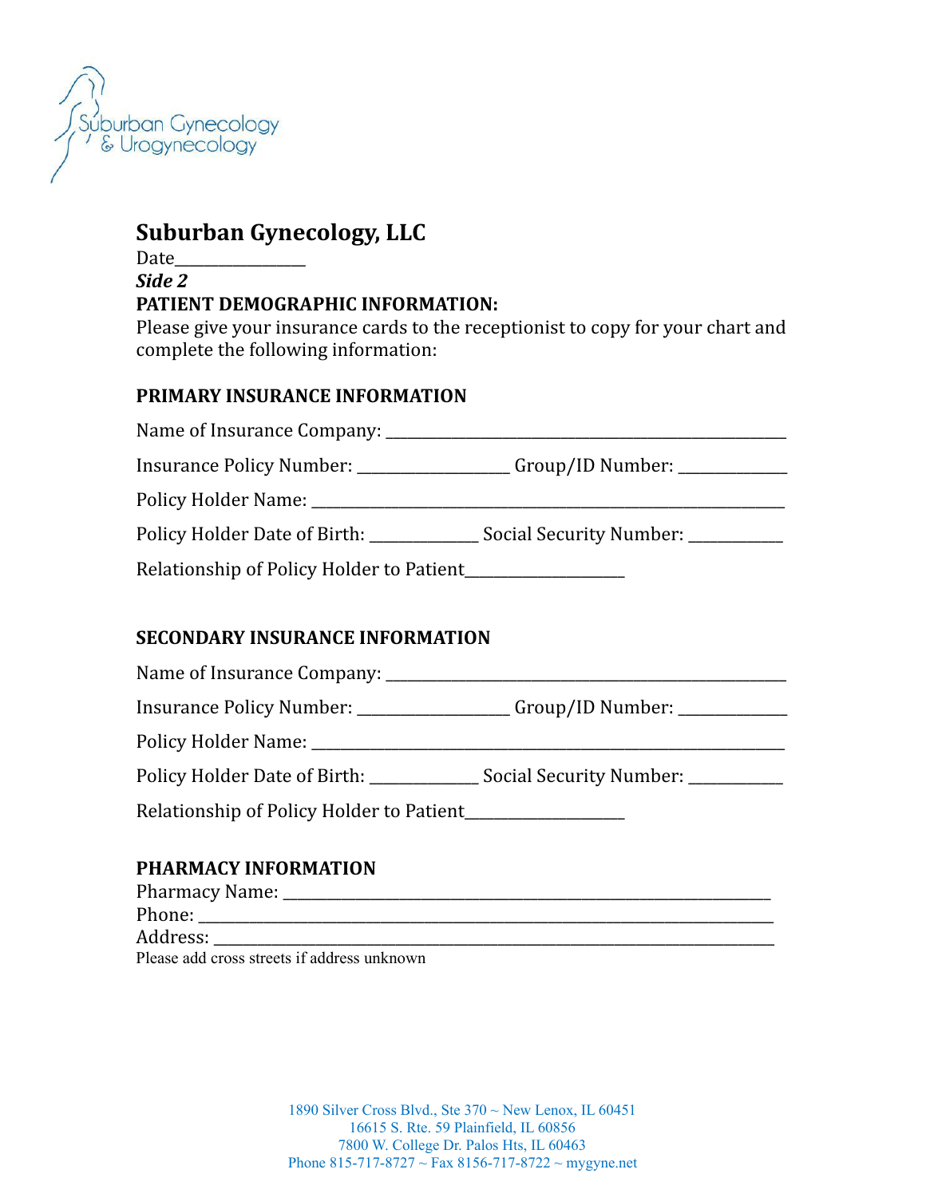Suburban Gynecology
& Urogynecology

## Suburban Gynecology, LLC

Date_______________

***Side 2***

**PATIENT DEMOGRAPHIC INFORMATION:**

Please give your insurance cards to the receptionist to copy for your chart and complete the following information:

### PRIMARY INSURANCE INFORMATION

Name of Insurance Company: ____________________________________________

Insurance Policy Number: _________________ Group/ID Number: ____________

Policy Holder Name: _____________________________________________________

Policy Holder Date of Birth: ____________ Social Security Number: ___________

Relationship of Policy Holder to Patient__________________

### SECONDARY INSURANCE INFORMATION

Name of Insurance Company: ____________________________________________

Insurance Policy Number: _________________ Group/ID Number: ____________

Policy Holder Name: _____________________________________________________

Policy Holder Date of Birth: ____________ Social Security Number: ___________

Relationship of Policy Holder to Patient__________________

### PHARMACY INFORMATION

Pharmacy Name: _______________________________________________________

Phone: ______________________________________________________________

Address: _____________________________________________________________

Please add cross streets if address unknown

1890 Silver Cross Blvd., Ste 370 ~ New Lenox, IL 60451
16615 S. Rte. 59 Plainfield, IL 60856
7800 W. College Dr. Palos Hts, IL 60463
Phone 815-717-8727 ~ Fax 8156-717-8722 ~ mygyne.net